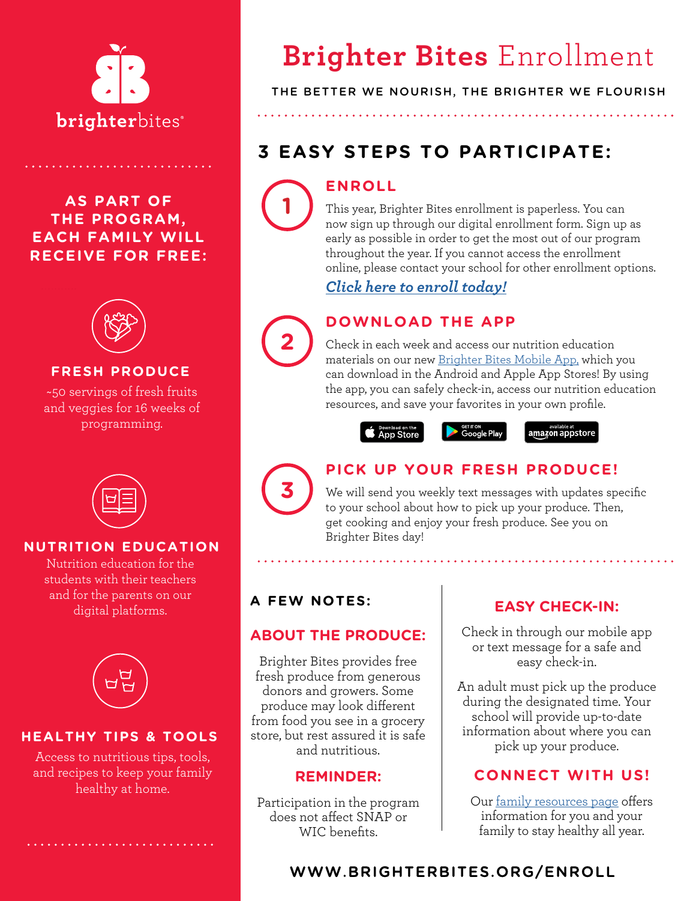# Brighter Bites Enrollment

THE BETTER WE NOURISH, THE BRIGHTER WE FLOURISH

## 3 EASY STEPS TO PARTICIPATE:

### 1 ENROLL

This year, Brighter Bites enrollment is paperless. You can now sign up through our digital enrollment form. Sign up as early as possible in order to get the most out of our program throughout the year. If you cannot access the enrollment online, please contact your school for other enrollment options.

***Click here to enroll today!***

### 2 DOWNLOAD THE APP

Check in each week and access our nutrition education materials on our new Brighter Bites Mobile App, which you can download in the Android and Apple App Stores! By using the app, you can safely check-in, access our nutrition education resources, and save your favorites in your own profile.

Download on the App Store | GET IT ON Google Play | available at amazon appstore

### 3 PICK UP YOUR FRESH PRODUCE!

We will send you weekly text messages with updates specific to your school about how to pick up your produce. Then, get cooking and enjoy your fresh produce. See you on Brighter Bites day!

## AS PART OF THE PROGRAM, EACH FAMILY WILL RECEIVE FOR FREE:

### FRESH PRODUCE

~50 servings of fresh fruits and veggies for 16 weeks of programming.

### NUTRITION EDUCATION

Nutrition education for the students with their teachers and for the parents on our digital platforms.

### HEALTHY TIPS & TOOLS

Access to nutritious tips, tools, and recipes to keep your family healthy at home.

## A FEW NOTES:

### ABOUT THE PRODUCE:

Brighter Bites provides free fresh produce from generous donors and growers. Some produce may look different from food you see in a grocery store, but rest assured it is safe and nutritious.

### REMINDER:

Participation in the program does not affect SNAP or WIC benefits.

### EASY CHECK-IN:

Check in through our mobile app or text message for a safe and easy check-in.

An adult must pick up the produce during the designated time. Your school will provide up-to-date information about where you can pick up your produce.

### CONNECT WITH US!

Our family resources page offers information for you and your family to stay healthy all year.

**WWW.BRIGHTERBITES.ORG/ENROLL**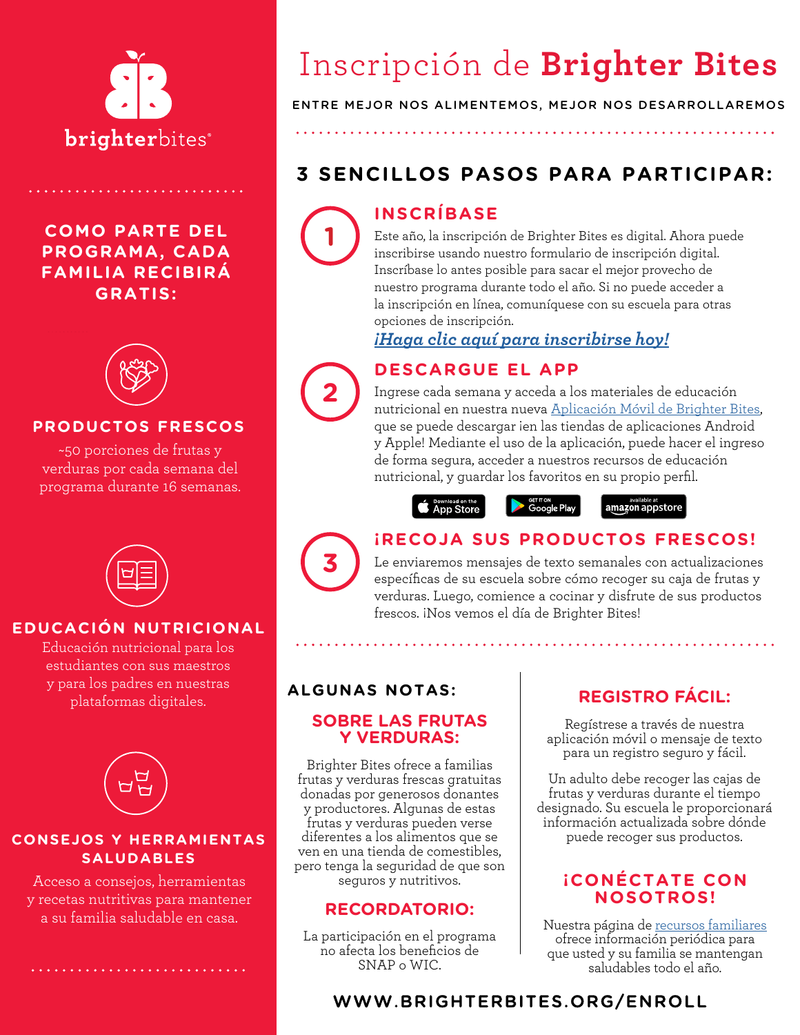brighterbites®

**COMO PARTE DEL PROGRAMA, CADA FAMILIA RECIBIRÁ GRATIS:**

### PRODUCTOS FRESCOS

~50 porciones de frutas y verduras por cada semana del programa durante 16 semanas.

### EDUCACIÓN NUTRICIONAL

Educación nutricional para los estudiantes con sus maestros y para los padres en nuestras plataformas digitales.

### CONSEJOS Y HERRAMIENTAS SALUDABLES

Acceso a consejos, herramientas y recetas nutritivas para mantener a su familia saludable en casa.

# Inscripción de **Brighter Bites**

ENTRE MEJOR NOS ALIMENTEMOS, MEJOR NOS DESARROLLAREMOS

## 3 SENCILLOS PASOS PARA PARTICIPAR:

### 1 INSCRÍBASE

Este año, la inscripción de Brighter Bites es digital. Ahora puede inscribirse usando nuestro formulario de inscripción digital. Inscríbase lo antes posible para sacar el mejor provecho de nuestro programa durante todo el año. Si no puede acceder a la inscripción en línea, comuníquese con su escuela para otras opciones de inscripción.

***¡Haga clic aquí para inscribirse hoy!***

### 2 DESCARGUE EL APP

Ingrese cada semana y acceda a los materiales de educación nutricional en nuestra nueva Aplicación Móvil de Brighter Bites, que se puede descargar ien las tiendas de aplicaciones Android y Apple! Mediante el uso de la aplicación, puede hacer el ingreso de forma segura, acceder a nuestros recursos de educación nutricional, y guardar los favoritos en su propio perfil.

Download on the App Store | GET IT ON Google Play | available at amazon appstore

### 3 ¡RECOJA SUS PRODUCTOS FRESCOS!

Le enviaremos mensajes de texto semanales con actualizaciones específicas de su escuela sobre cómo recoger su caja de frutas y verduras. Luego, comience a cocinar y disfrute de sus productos frescos. ¡Nos vemos el día de Brighter Bites!

## ALGUNAS NOTAS:

### SOBRE LAS FRUTAS Y VERDURAS:

Brighter Bites ofrece a familias frutas y verduras frescas gratuitas donadas por generosos donantes y productores. Algunas de estas frutas y verduras pueden verse diferentes a los alimentos que se ven en una tienda de comestibles, pero tenga la seguridad de que son seguros y nutritivos.

### RECORDATORIO:

La participación en el programa no afecta los beneficios de SNAP o WIC.

### REGISTRO FÁCIL:

Regístrese a través de nuestra aplicación móvil o mensaje de texto para un registro seguro y fácil.

Un adulto debe recoger las cajas de frutas y verduras durante el tiempo designado. Su escuela le proporcionará información actualizada sobre dónde puede recoger sus productos.

### ¡CONÉCTATE CON NOSOTROS!

Nuestra página de recursos familiares ofrece información periódica para que usted y su familia se mantengan saludables todo el año.

**WWW.BRIGHTERBITES.ORG/ENROLL**